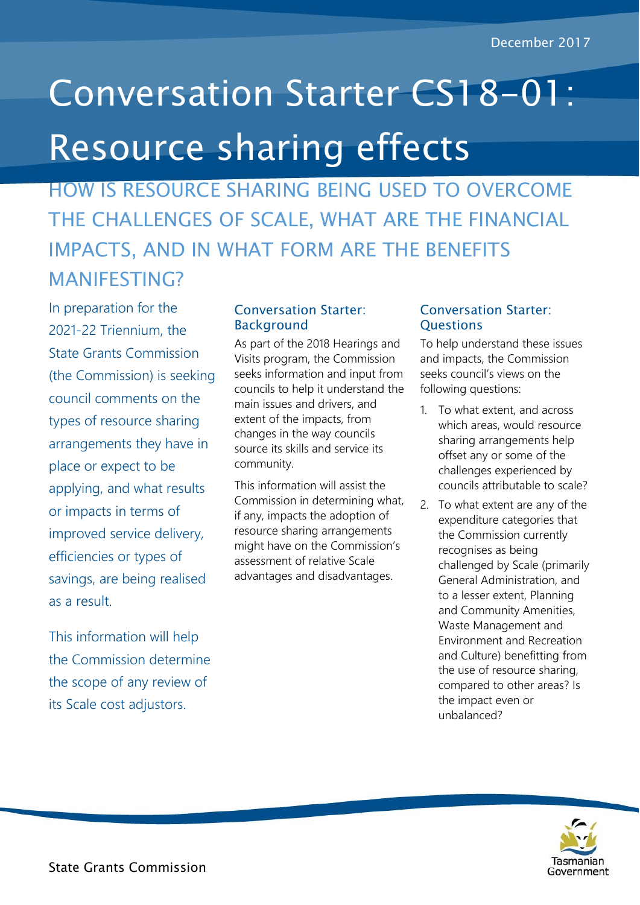December 2017

# Conversation Starter CS18-01: Resource sharing effects

## HOW IS RESOURCE SHARING BEING USED TO OVERCOME THE CHALLENGES OF SCALE, WHAT ARE THE FINANCIAL IMPACTS, AND IN WHAT FORM ARE THE BENEFITS MANIFESTING?

In preparation for the 2021-22 Triennium, the State Grants Commission (the Commission) is seeking council comments on the types of resource sharing arrangements they have in place or expect to be applying, and what results or impacts in terms of improved service delivery, efficiencies or types of savings, are being realised as a result.

This information will help the Commission determine the scope of any review of its Scale cost adjustors.

### Conversation Starter: Background

As part of the 2018 Hearings and Visits program, the Commission seeks information and input from councils to help it understand the main issues and drivers, and extent of the impacts, from changes in the way councils source its skills and service its community.

This information will assist the Commission in determining what, if any, impacts the adoption of resource sharing arrangements might have on the Commission's assessment of relative Scale advantages and disadvantages.

### Conversation Starter: Questions

To help understand these issues and impacts, the Commission seeks council's views on the following questions:

1. To what extent, and across which areas, would resource sharing arrangements help offset any or some of the challenges experienced by councils attributable to scale?
2. To what extent are any of the expenditure categories that the Commission currently recognises as being challenged by Scale (primarily General Administration, and to a lesser extent, Planning and Community Amenities, Waste Management and Environment and Recreation and Culture) benefitting from the use of resource sharing, compared to other areas? Is the impact even or unbalanced?

State Grants Commission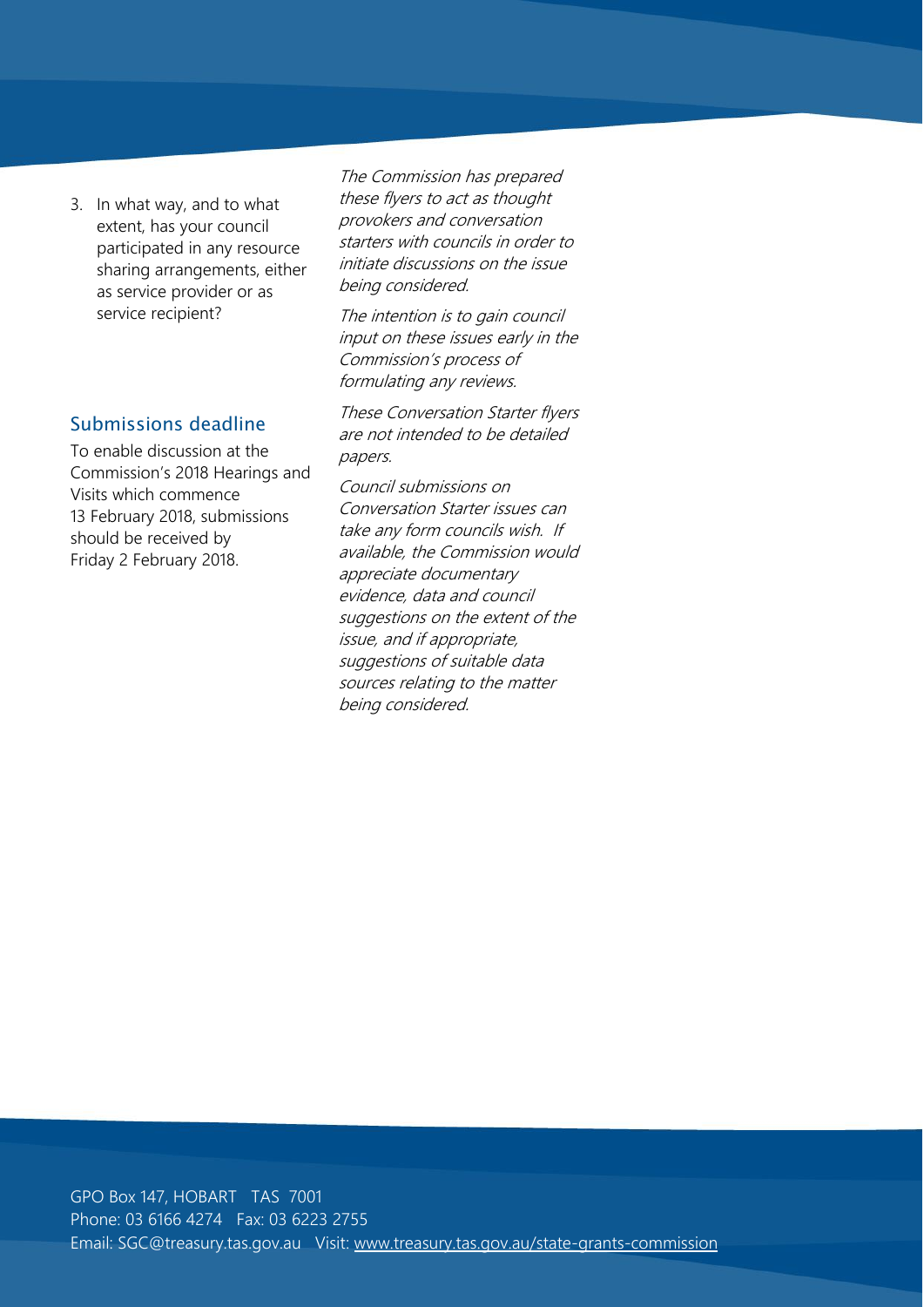3. In what way, and to what extent, has your council participated in any resource sharing arrangements, either as service provider or as service recipient?

## Submissions deadline

To enable discussion at the Commission's 2018 Hearings and Visits which commence 13 February 2018, submissions should be received by Friday 2 February 2018.

*The Commission has prepared these flyers to act as thought provokers and conversation starters with councils in order to initiate discussions on the issue being considered.*

*The intention is to gain council input on these issues early in the Commission's process of formulating any reviews.*

*These Conversation Starter flyers are not intended to be detailed papers.*

*Council submissions on Conversation Starter issues can take any form councils wish. If available, the Commission would appreciate documentary evidence, data and council suggestions on the extent of the issue, and if appropriate, suggestions of suitable data sources relating to the matter being considered.*

GPO Box 147, HOBART TAS 7001
Phone: 03 6166 4274 Fax: 03 6223 2755
Email: SGC@treasury.tas.gov.au Visit: www.treasury.tas.gov.au/state-grants-commission